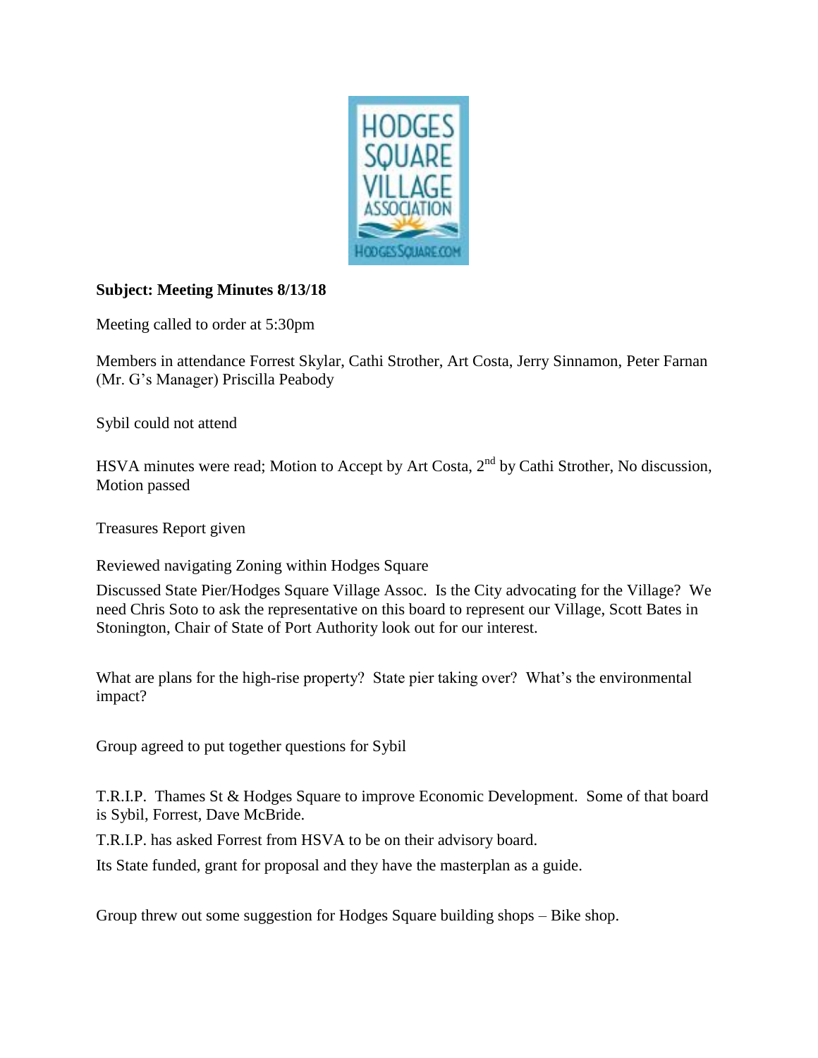**Subject: Meeting Minutes 8/13/18**

Meeting called to order at 5:30pm

Members in attendance Forrest Skylar, Cathi Strother, Art Costa, Jerry Sinnamon, Peter Farnan (Mr. G's Manager) Priscilla Peabody

Sybil could not attend

HSVA minutes were read; Motion to Accept by Art Costa, 2nd by Cathi Strother, No discussion, Motion passed

Treasures Report given

Reviewed navigating Zoning within Hodges Square

Discussed State Pier/Hodges Square Village Assoc. Is the City advocating for the Village? We need Chris Soto to ask the representative on this board to represent our Village, Scott Bates in Stonington, Chair of State of Port Authority look out for our interest.

What are plans for the high-rise property? State pier taking over? What's the environmental impact?

Group agreed to put together questions for Sybil

T.R.I.P. Thames St & Hodges Square to improve Economic Development. Some of that board is Sybil, Forrest, Dave McBride.

T.R.I.P. has asked Forrest from HSVA to be on their advisory board.

Its State funded, grant for proposal and they have the masterplan as a guide.

Group threw out some suggestion for Hodges Square building shops – Bike shop.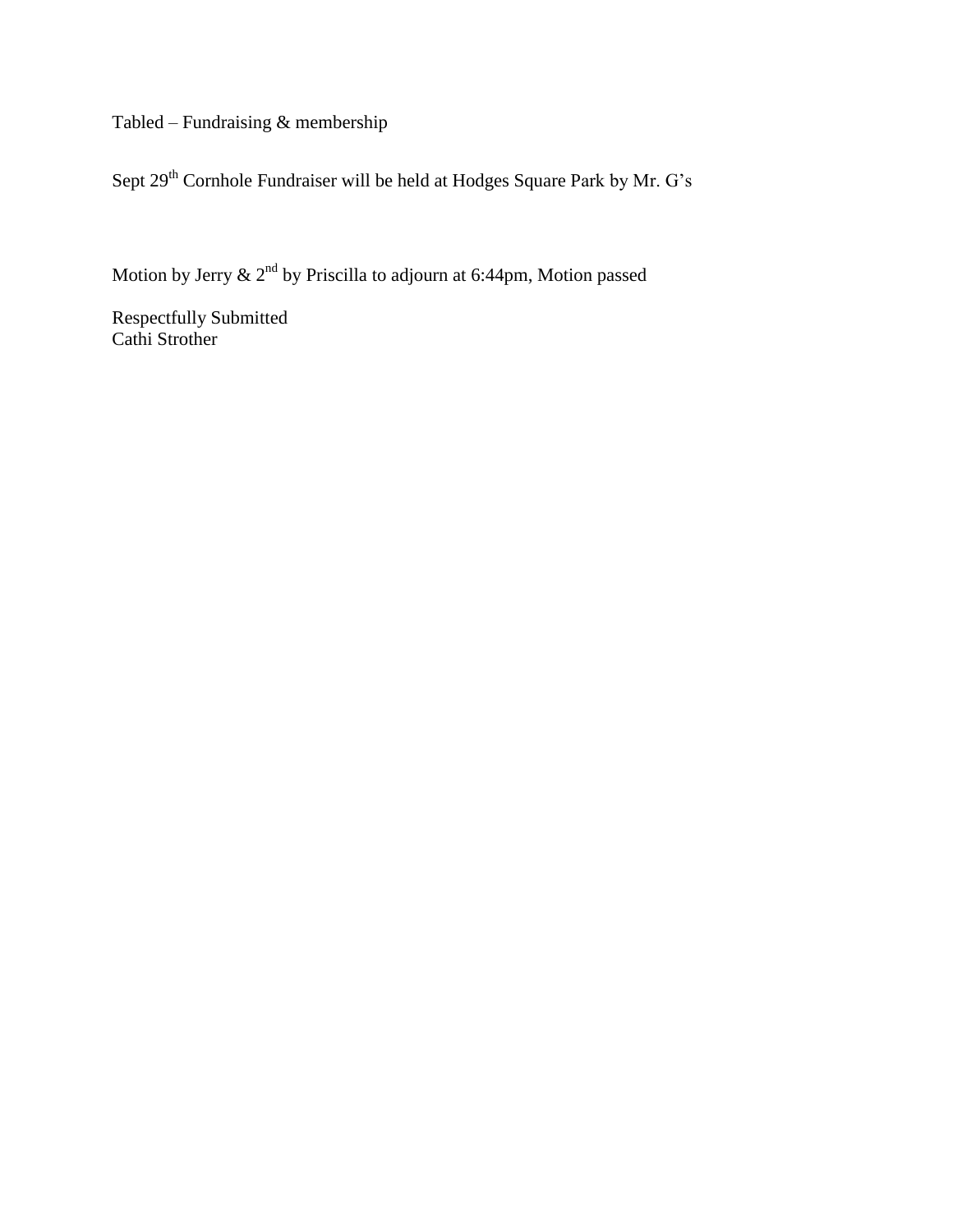Tabled – Fundraising & membership

Sept 29th Cornhole Fundraiser will be held at Hodges Square Park by Mr. G's

Motion by Jerry & 2nd by Priscilla to adjourn at 6:44pm, Motion passed

Respectfully Submitted
Cathi Strother